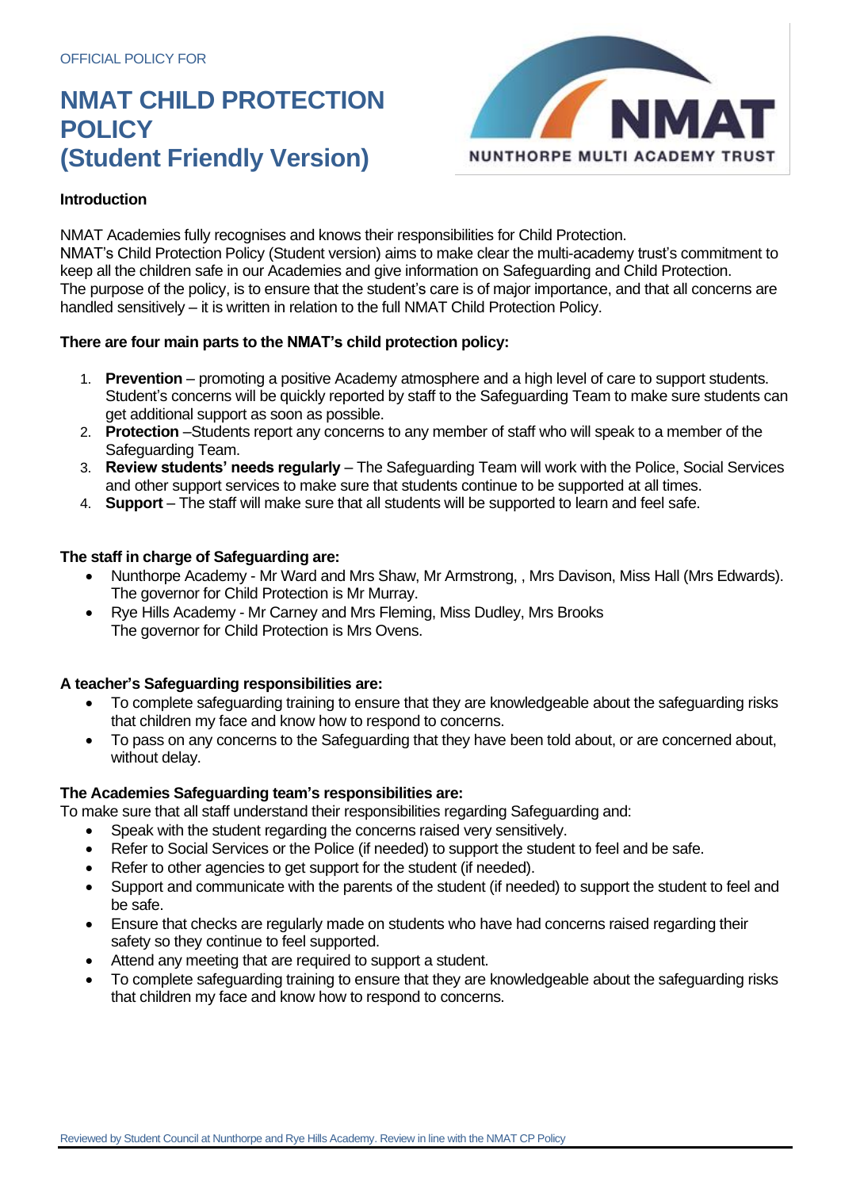OFFICIAL POLICY FOR

# NMAT CHILD PROTECTION POLICY (Student Friendly Version)

NMAT
NUNTHORPE MULTI ACADEMY TRUST

**Introduction**

NMAT Academies fully recognises and knows their responsibilities for Child Protection.
NMAT's Child Protection Policy (Student version) aims to make clear the multi-academy trust's commitment to keep all the children safe in our Academies and give information on Safeguarding and Child Protection.
The purpose of the policy, is to ensure that the student's care is of major importance, and that all concerns are handled sensitively – it is written in relation to the full NMAT Child Protection Policy.

**There are four main parts to the NMAT's child protection policy:**

1. **Prevention** – promoting a positive Academy atmosphere and a high level of care to support students. Student's concerns will be quickly reported by staff to the Safeguarding Team to make sure students can get additional support as soon as possible.
2. **Protection** –Students report any concerns to any member of staff who will speak to a member of the Safeguarding Team.
3. **Review students' needs regularly** – The Safeguarding Team will work with the Police, Social Services and other support services to make sure that students continue to be supported at all times.
4. **Support** – The staff will make sure that all students will be supported to learn and feel safe.

**The staff in charge of Safeguarding are:**

- Nunthorpe Academy - Mr Ward and Mrs Shaw, Mr Armstrong, , Mrs Davison, Miss Hall (Mrs Edwards). The governor for Child Protection is Mr Murray.
- Rye Hills Academy - Mr Carney and Mrs Fleming, Miss Dudley, Mrs Brooks
  The governor for Child Protection is Mrs Ovens.

**A teacher's Safeguarding responsibilities are:**

- To complete safeguarding training to ensure that they are knowledgeable about the safeguarding risks that children my face and know how to respond to concerns.
- To pass on any concerns to the Safeguarding that they have been told about, or are concerned about, without delay.

**The Academies Safeguarding team's responsibilities are:**
To make sure that all staff understand their responsibilities regarding Safeguarding and:

- Speak with the student regarding the concerns raised very sensitively.
- Refer to Social Services or the Police (if needed) to support the student to feel and be safe.
- Refer to other agencies to get support for the student (if needed).
- Support and communicate with the parents of the student (if needed) to support the student to feel and be safe.
- Ensure that checks are regularly made on students who have had concerns raised regarding their safety so they continue to feel supported.
- Attend any meeting that are required to support a student.
- To complete safeguarding training to ensure that they are knowledgeable about the safeguarding risks that children my face and know how to respond to concerns.

Reviewed by Student Council at Nunthorpe and Rye Hills Academy. Review in line with the NMAT CP Policy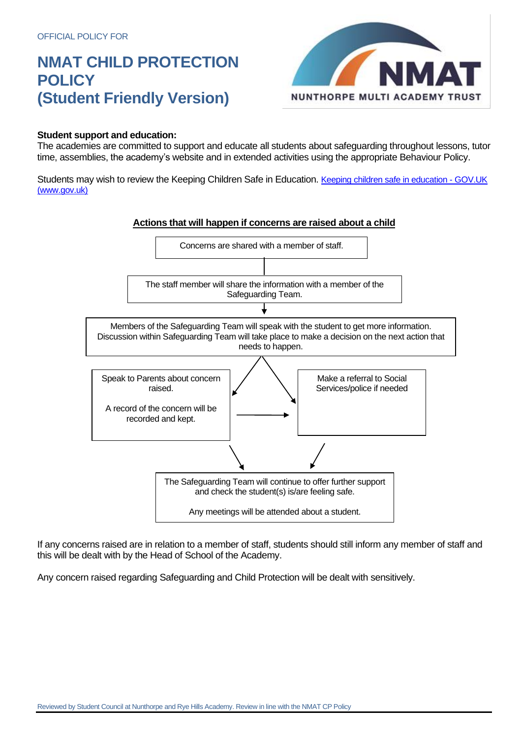OFFICIAL POLICY FOR

# NMAT CHILD PROTECTION POLICY (Student Friendly Version)

NMAT
NUNTHORPE MULTI ACADEMY TRUST

**Student support and education:**
The academies are committed to support and educate all students about safeguarding throughout lessons, tutor time, assemblies, the academy's website and in extended activities using the appropriate Behaviour Policy.

Students may wish to review the Keeping Children Safe in Education. [Keeping children safe in education - GOV.UK (www.gov.uk)]

**Actions that will happen if concerns are raised about a child**

Concerns are shared with a member of staff.

The staff member will share the information with a member of the Safeguarding Team.

Members of the Safeguarding Team will speak with the student to get more information. Discussion within Safeguarding Team will take place to make a decision on the next action that needs to happen.

Speak to Parents about concern raised.

A record of the concern will be recorded and kept.

Make a referral to Social Services/police if needed

The Safeguarding Team will continue to offer further support and check the student(s) is/are feeling safe.

Any meetings will be attended about a student.

If any concerns raised are in relation to a member of staff, students should still inform any member of staff and this will be dealt with by the Head of School of the Academy.

Any concern raised regarding Safeguarding and Child Protection will be dealt with sensitively.

Reviewed by Student Council at Nunthorpe and Rye Hills Academy. Review in line with the NMAT CP Policy